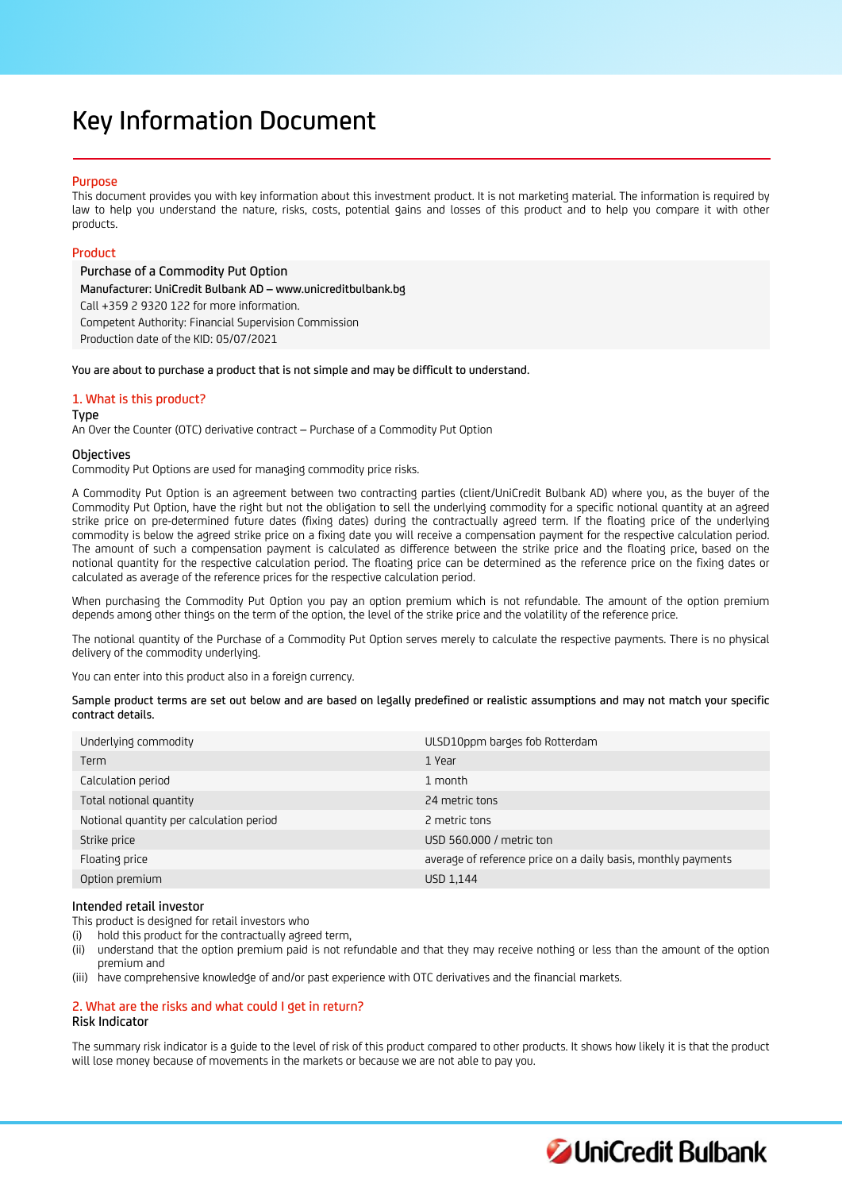# Key Information Document

## Purpose

This document provides you with key information about this investment product. It is not marketing material. The information is required by law to help you understand the nature, risks, costs, potential gains and losses of this product and to help you compare it with other products.

## Product

**Purchase of a Commodity Put Option**

Manufacturer: UniCredit Bulbank AD – www.unicreditbulbank.bg

Call +359 2 9320 122 for more information.

Competent Authority: Financial Supervision Commission

Production date of the KID: 05/07/2021

**You are about to purchase a product that is not simple and may be difficult to understand.**

## 1. What is this product?

### Type

An Over the Counter (OTC) derivative contract – Purchase of a Commodity Put Option

### Objectives

Commodity Put Options are used for managing commodity price risks.

A Commodity Put Option is an agreement between two contracting parties (client/UniCredit Bulbank AD) where you, as the buyer of the Commodity Put Option, have the right but not the obligation to sell the underlying commodity for a specific notional quantity at an agreed strike price on pre-determined future dates (fixing dates) during the contractually agreed term. If the floating price of the underlying commodity is below the agreed strike price on a fixing date you will receive a compensation payment for the respective calculation period. The amount of such a compensation payment is calculated as difference between the strike price and the floating price, based on the notional quantity for the respective calculation period. The floating price can be determined as the reference price on the fixing dates or calculated as average of the reference prices for the respective calculation period.

When purchasing the Commodity Put Option you pay an option premium which is not refundable. The amount of the option premium depends among other things on the term of the option, the level of the strike price and the volatility of the reference price.

The notional quantity of the Purchase of a Commodity Put Option serves merely to calculate the respective payments. There is no physical delivery of the commodity underlying.

You can enter into this product also in a foreign currency.

**Sample product terms are set out below and are based on legally predefined or realistic assumptions and may not match your specific contract details.**

| | |
|---|---|
| Underlying commodity | ULSD10ppm barges fob Rotterdam |
| Term | 1 Year |
| Calculation period | 1 month |
| Total notional quantity | 24 metric tons |
| Notional quantity per calculation period | 2 metric tons |
| Strike price | USD 560.000 / metric ton |
| Floating price | average of reference price on a daily basis, monthly payments |
| Option premium | USD 1,144 |

### Intended retail investor

This product is designed for retail investors who

(i) hold this product for the contractually agreed term,

(ii) understand that the option premium paid is not refundable and that they may receive nothing or less than the amount of the option premium and

(iii) have comprehensive knowledge of and/or past experience with OTC derivatives and the financial markets.

## 2. What are the risks and what could I get in return?

### Risk Indicator

The summary risk indicator is a guide to the level of risk of this product compared to other products. It shows how likely it is that the product will lose money because of movements in the markets or because we are not able to pay you.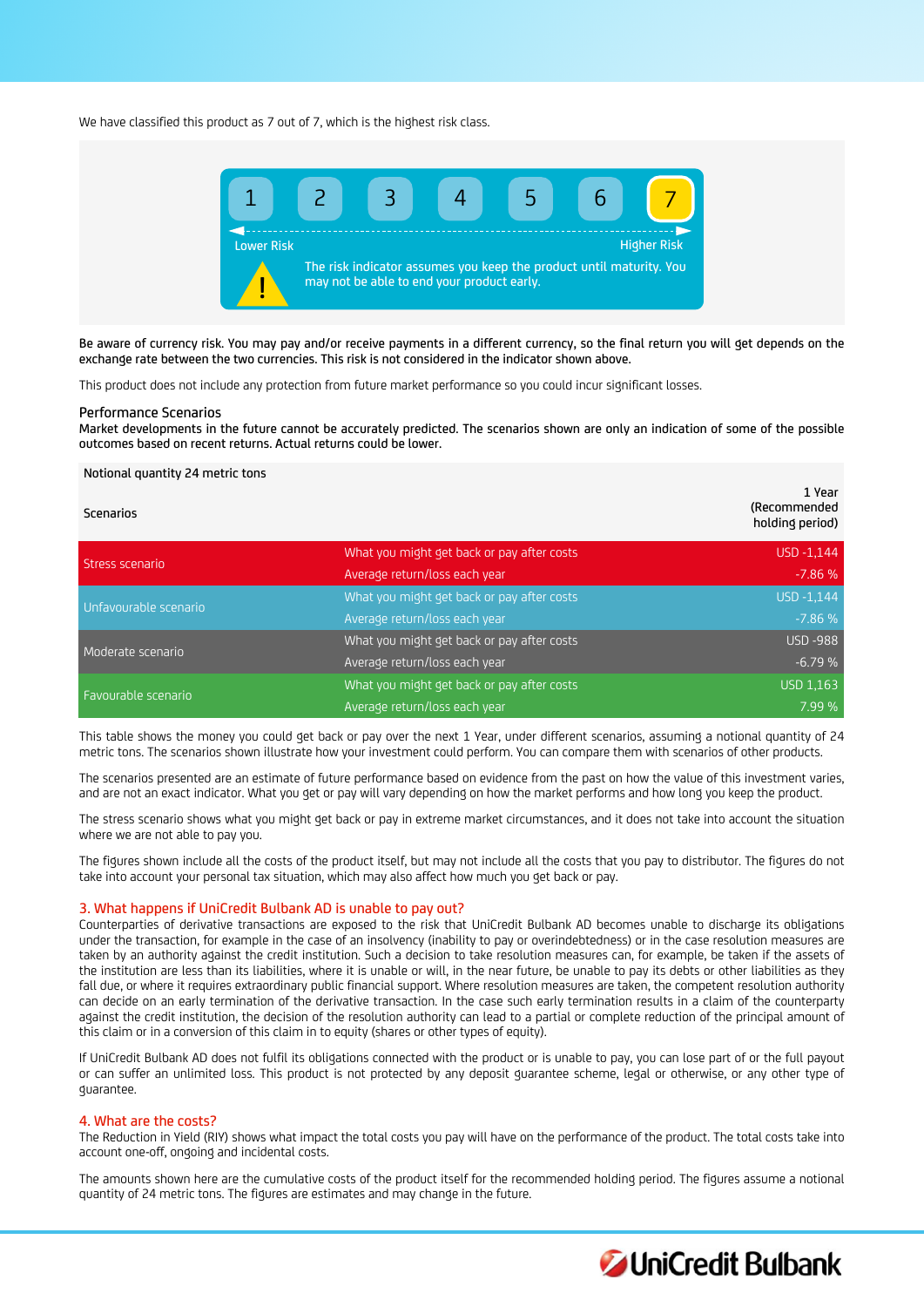We have classified this product as 7 out of 7, which is the highest risk class.

1 2 3 4 5 6 7

Lower Risk — Higher Risk

The risk indicator assumes you keep the product until maturity. You may not be able to end your product early.

**Be aware of currency risk. You may pay and/or receive payments in a different currency, so the final return you will get depends on the exchange rate between the two currencies. This risk is not considered in the indicator shown above.**

This product does not include any protection from future market performance so you could incur significant losses.

### Performance Scenarios

**Market developments in the future cannot be accurately predicted. The scenarios shown are only an indication of some of the possible outcomes based on recent returns. Actual returns could be lower.**

| Notional quantity 24 metric tons | | |
|---|---|---|
| Scenarios | | 1 Year (Recommended holding period) |
| Stress scenario | What you might get back or pay after costs | USD -1,144 |
| | Average return/loss each year | -7.86 % |
| Unfavourable scenario | What you might get back or pay after costs | USD -1,144 |
| | Average return/loss each year | -7.86 % |
| Moderate scenario | What you might get back or pay after costs | USD -988 |
| | Average return/loss each year | -6.79 % |
| Favourable scenario | What you might get back or pay after costs | USD 1,163 |
| | Average return/loss each year | 7.99 % |

This table shows the money you could get back or pay over the next 1 Year, under different scenarios, assuming a notional quantity of 24 metric tons. The scenarios shown illustrate how your investment could perform. You can compare them with scenarios of other products.

The scenarios presented are an estimate of future performance based on evidence from the past on how the value of this investment varies, and are not an exact indicator. What you get or pay will vary depending on how the market performs and how long you keep the product.

The stress scenario shows what you might get back or pay in extreme market circumstances, and it does not take into account the situation where we are not able to pay you.

The figures shown include all the costs of the product itself, but may not include all the costs that you pay to distributor. The figures do not take into account your personal tax situation, which may also affect how much you get back or pay.

## 3. What happens if UniCredit Bulbank AD is unable to pay out?

Counterparties of derivative transactions are exposed to the risk that UniCredit Bulbank AD becomes unable to discharge its obligations under the transaction, for example in the case of an insolvency (inability to pay or overindebtedness) or in the case resolution measures are taken by an authority against the credit institution. Such a decision to take resolution measures can, for example, be taken if the assets of the institution are less than its liabilities, where it is unable or will, in the near future, be unable to pay its debts or other liabilities as they fall due, or where it requires extraordinary public financial support. Where resolution measures are taken, the competent resolution authority can decide on an early termination of the derivative transaction. In the case such early termination results in a claim of the counterparty against the credit institution, the decision of the resolution authority can lead to a partial or complete reduction of the principal amount of this claim or in a conversion of this claim in to equity (shares or other types of equity).

If UniCredit Bulbank AD does not fulfil its obligations connected with the product or is unable to pay, you can lose part of or the full payout or can suffer an unlimited loss. This product is not protected by any deposit guarantee scheme, legal or otherwise, or any other type of guarantee.

## 4. What are the costs?

The Reduction in Yield (RIY) shows what impact the total costs you pay will have on the performance of the product. The total costs take into account one-off, ongoing and incidental costs.

The amounts shown here are the cumulative costs of the product itself for the recommended holding period. The figures assume a notional quantity of 24 metric tons. The figures are estimates and may change in the future.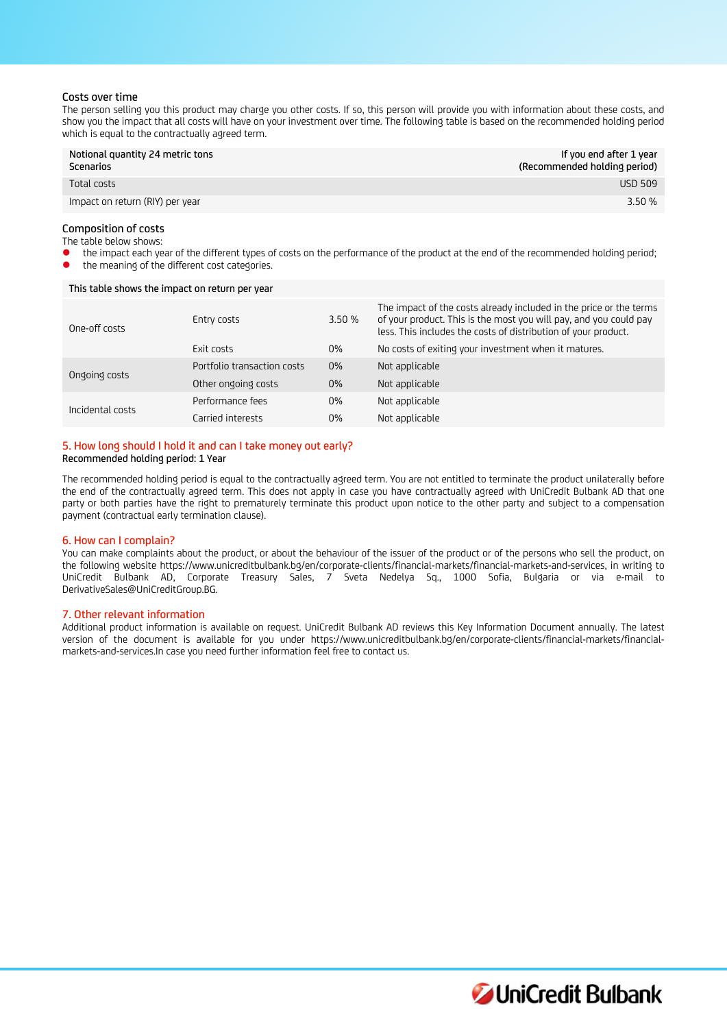### Costs over time

The person selling you this product may charge you other costs. If so, this person will provide you with information about these costs, and show you the impact that all costs will have on your investment over time. The following table is based on the recommended holding period which is equal to the contractually agreed term.

| Notional quantity 24 metric tons<br>Scenarios | If you end after 1 year<br>(Recommended holding period) |
|---|---|
| Total costs | USD 509 |
| Impact on return (RIY) per year | 3.50 % |

### Composition of costs

The table below shows:

- the impact each year of the different types of costs on the performance of the product at the end of the recommended holding period;
- the meaning of the different cost categories.

| This table shows the impact on return per year | | | |
|---|---|---|---|
| One-off costs | Entry costs | 3.50 % | The impact of the costs already included in the price or the terms of your product. This is the most you will pay, and you could pay less. This includes the costs of distribution of your product. |
| | Exit costs | 0% | No costs of exiting your investment when it matures. |
| Ongoing costs | Portfolio transaction costs | 0% | Not applicable |
| | Other ongoing costs | 0% | Not applicable |
| Incidental costs | Performance fees | 0% | Not applicable |
| | Carried interests | 0% | Not applicable |

## 5. How long should I hold it and can I take money out early?

Recommended holding period: 1 Year

The recommended holding period is equal to the contractually agreed term. You are not entitled to terminate the product unilaterally before the end of the contractually agreed term. This does not apply in case you have contractually agreed with UniCredit Bulbank AD that one party or both parties have the right to prematurely terminate this product upon notice to the other party and subject to a compensation payment (contractual early termination clause).

## 6. How can I complain?

You can make complaints about the product, or about the behaviour of the issuer of the product or of the persons who sell the product, on the following website https://www.unicreditbulbank.bg/en/corporate-clients/financial-markets/financial-markets-and-services, in writing to UniCredit Bulbank AD, Corporate Treasury Sales, 7 Sveta Nedelya Sq., 1000 Sofia, Bulgaria or via e-mail to DerivativeSales@UniCreditGroup.BG.

## 7. Other relevant information

Additional product information is available on request. UniCredit Bulbank AD reviews this Key Information Document annually. The latest version of the document is available for you under https://www.unicreditbulbank.bg/en/corporate-clients/financial-markets/financial-markets-and-services.In case you need further information feel free to contact us.